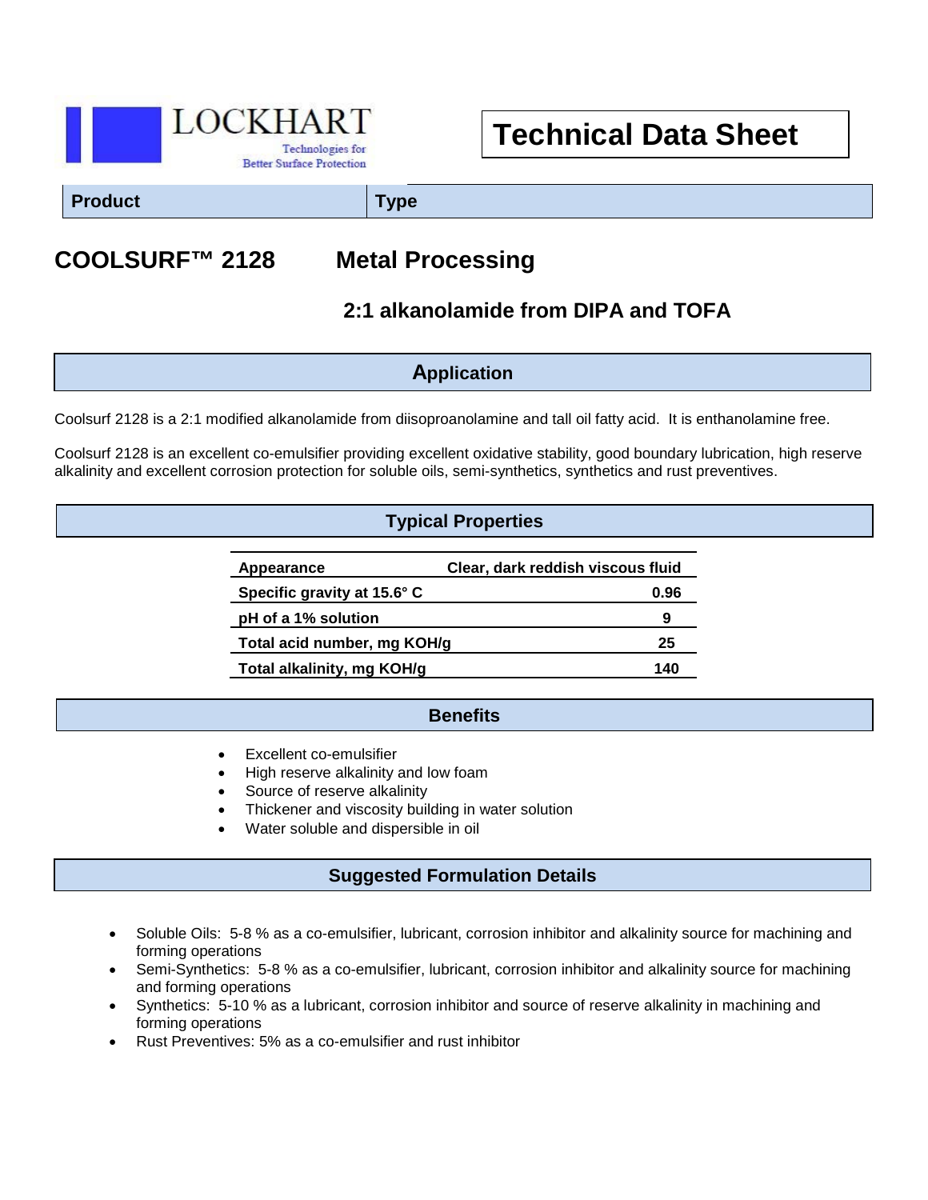LOCKHART
Technologies for Better Surface Protection

# Technical Data Sheet

| Product | Type |
|---|---|

## COOLSURF™ 2128 — Metal Processing

### 2:1 alkanolamide from DIPA and TOFA

## Application

Coolsurf 2128 is a 2:1 modified alkanolamide from diisoproanolamine and tall oil fatty acid. It is enthanolamine free.

Coolsurf 2128 is an excellent co-emulsifier providing excellent oxidative stability, good boundary lubrication, high reserve alkalinity and excellent corrosion protection for soluble oils, semi-synthetics, synthetics and rust preventives.

## Typical Properties

| Appearance | Clear, dark reddish viscous fluid |
|---|---|
| Specific gravity at 15.6° C | 0.96 |
| pH of a 1% solution | 9 |
| Total acid number, mg KOH/g | 25 |
| Total alkalinity, mg KOH/g | 140 |

## Benefits

- Excellent co-emulsifier
- High reserve alkalinity and low foam
- Source of reserve alkalinity
- Thickener and viscosity building in water solution
- Water soluble and dispersible in oil

## Suggested Formulation Details

- Soluble Oils: 5-8 % as a co-emulsifier, lubricant, corrosion inhibitor and alkalinity source for machining and forming operations
- Semi-Synthetics: 5-8 % as a co-emulsifier, lubricant, corrosion inhibitor and alkalinity source for machining and forming operations
- Synthetics: 5-10 % as a lubricant, corrosion inhibitor and source of reserve alkalinity in machining and forming operations
- Rust Preventives: 5% as a co-emulsifier and rust inhibitor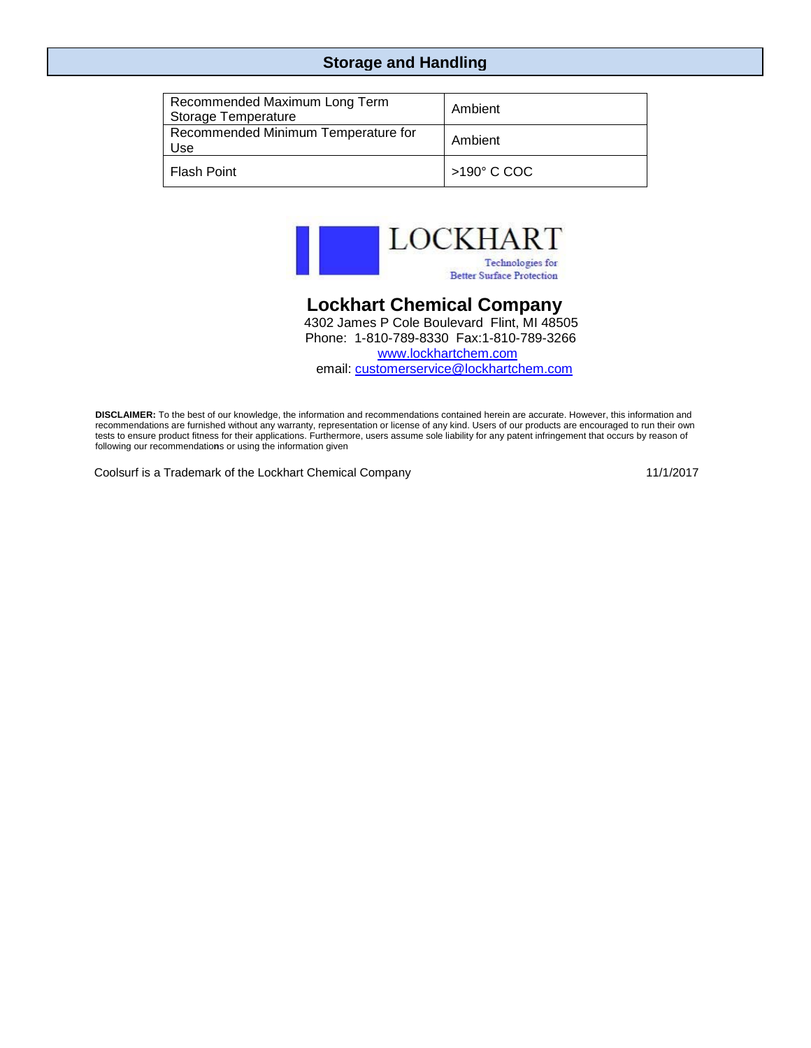## Storage and Handling

| | |
|---|---|
| Recommended Maximum Long Term Storage Temperature | Ambient |
| Recommended Minimum Temperature for Use | Ambient |
| Flash Point | >190° C COC |

LOCKHART

Technologies for Better Surface Protection

**Lockhart Chemical Company**

4302 James P Cole Boulevard Flint, MI 48505

Phone: 1-810-789-8330 Fax:1-810-789-3266

www.lockhartchem.com

email: customerservice@lockhartchem.com

**DISCLAIMER:** To the best of our knowledge, the information and recommendations contained herein are accurate. However, this information and recommendations are furnished without any warranty, representation or license of any kind. Users of our products are encouraged to run their own tests to ensure product fitness for their applications. Furthermore, users assume sole liability for any patent infringement that occurs by reason of following our recommendations or using the information given

Coolsurf is a Trademark of the Lockhart Chemical Company 11/1/2017